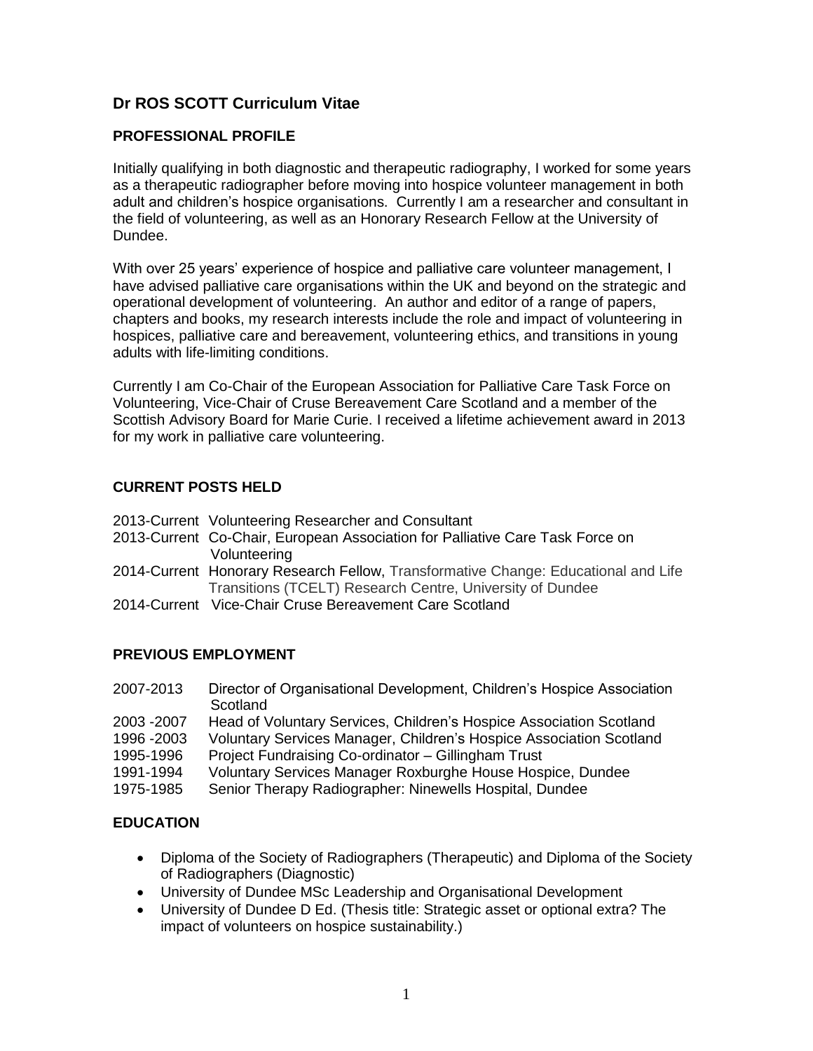# Dr ROS SCOTT Curriculum Vitae

## PROFESSIONAL PROFILE

Initially qualifying in both diagnostic and therapeutic radiography, I worked for some years as a therapeutic radiographer before moving into hospice volunteer management in both adult and children's hospice organisations. Currently I am a researcher and consultant in the field of volunteering, as well as an Honorary Research Fellow at the University of Dundee.

With over 25 years' experience of hospice and palliative care volunteer management, I have advised palliative care organisations within the UK and beyond on the strategic and operational development of volunteering. An author and editor of a range of papers, chapters and books, my research interests include the role and impact of volunteering in hospices, palliative care and bereavement, volunteering ethics, and transitions in young adults with life-limiting conditions.

Currently I am Co-Chair of the European Association for Palliative Care Task Force on Volunteering, Vice-Chair of Cruse Bereavement Care Scotland and a member of the Scottish Advisory Board for Marie Curie. I received a lifetime achievement award in 2013 for my work in palliative care volunteering.

## CURRENT POSTS HELD

2013-Current Volunteering Researcher and Consultant
2013-Current Co-Chair, European Association for Palliative Care Task Force on Volunteering
2014-Current Honorary Research Fellow, Transformative Change: Educational and Life Transitions (TCELT) Research Centre, University of Dundee
2014-Current Vice-Chair Cruse Bereavement Care Scotland

## PREVIOUS EMPLOYMENT

2007-2013 Director of Organisational Development, Children's Hospice Association Scotland
2003 -2007 Head of Voluntary Services, Children's Hospice Association Scotland
1996 -2003 Voluntary Services Manager, Children's Hospice Association Scotland
1995-1996 Project Fundraising Co-ordinator – Gillingham Trust
1991-1994 Voluntary Services Manager Roxburghe House Hospice, Dundee
1975-1985 Senior Therapy Radiographer: Ninewells Hospital, Dundee

## EDUCATION

- Diploma of the Society of Radiographers (Therapeutic) and Diploma of the Society of Radiographers (Diagnostic)
- University of Dundee MSc Leadership and Organisational Development
- University of Dundee D Ed. (Thesis title: Strategic asset or optional extra? The impact of volunteers on hospice sustainability.)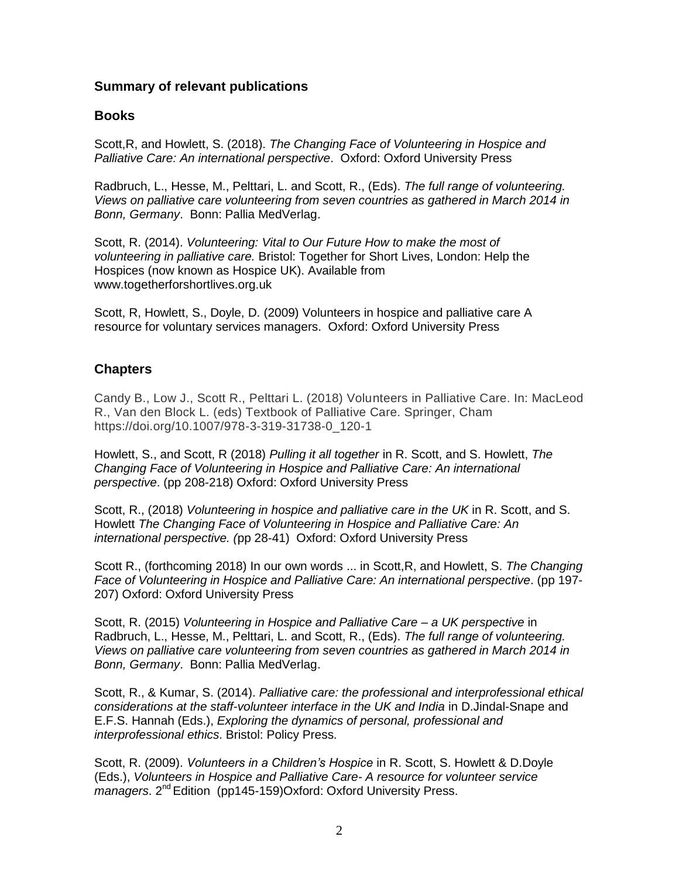## Summary of relevant publications

### Books

Scott,R, and Howlett, S. (2018). *The Changing Face of Volunteering in Hospice and Palliative Care: An international perspective*. Oxford: Oxford University Press

Radbruch, L., Hesse, M., Pelttari, L. and Scott, R., (Eds). *The full range of volunteering. Views on palliative care volunteering from seven countries as gathered in March 2014 in Bonn, Germany*. Bonn: Pallia MedVerlag.

Scott, R. (2014). *Volunteering: Vital to Our Future How to make the most of volunteering in palliative care.* Bristol: Together for Short Lives, London: Help the Hospices (now known as Hospice UK). Available from www.togetherforshortlives.org.uk

Scott, R, Howlett, S., Doyle, D. (2009) Volunteers in hospice and palliative care A resource for voluntary services managers. Oxford: Oxford University Press

### Chapters

Candy B., Low J., Scott R., Pelttari L. (2018) Volunteers in Palliative Care. In: MacLeod R., Van den Block L. (eds) Textbook of Palliative Care. Springer, Cham https://doi.org/10.1007/978-3-319-31738-0_120-1

Howlett, S., and Scott, R (2018) *Pulling it all together* in R. Scott, and S. Howlett, *The Changing Face of Volunteering in Hospice and Palliative Care: An international perspective*. (pp 208-218) Oxford: Oxford University Press

Scott, R., (2018) *Volunteering in hospice and palliative care in the UK* in R. Scott, and S. Howlett *The Changing Face of Volunteering in Hospice and Palliative Care: An international perspective. (*pp 28-41) Oxford: Oxford University Press

Scott R., (forthcoming 2018) In our own words ... in Scott,R, and Howlett, S. *The Changing Face of Volunteering in Hospice and Palliative Care: An international perspective*. (pp 197-207) Oxford: Oxford University Press

Scott, R. (2015) *Volunteering in Hospice and Palliative Care – a UK perspective* in Radbruch, L., Hesse, M., Pelttari, L. and Scott, R., (Eds). *The full range of volunteering. Views on palliative care volunteering from seven countries as gathered in March 2014 in Bonn, Germany*. Bonn: Pallia MedVerlag.

Scott, R., & Kumar, S. (2014). *Palliative care: the professional and interprofessional ethical considerations at the staff-volunteer interface in the UK and India* in D.Jindal-Snape and E.F.S. Hannah (Eds.), *Exploring the dynamics of personal, professional and interprofessional ethics*. Bristol: Policy Press.

Scott, R. (2009). *Volunteers in a Children's Hospice* in R. Scott, S. Howlett & D.Doyle (Eds.), *Volunteers in Hospice and Palliative Care- A resource for volunteer service managers*. 2nd Edition (pp145-159)Oxford: Oxford University Press.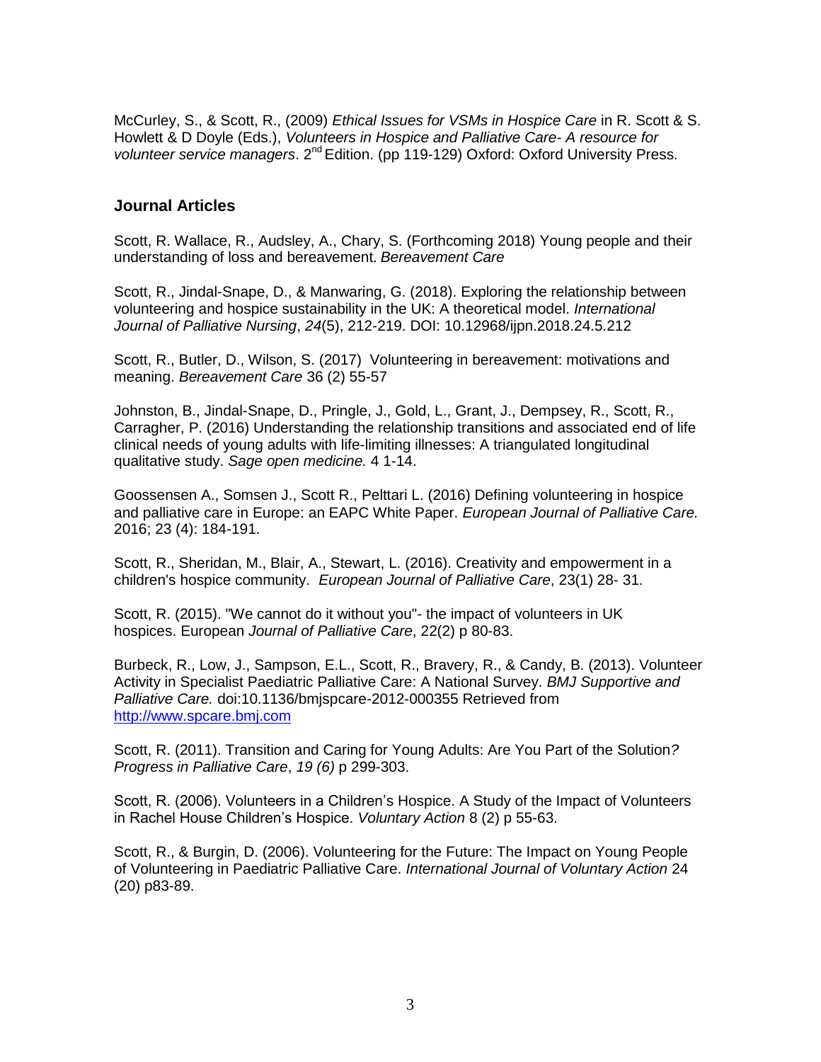McCurley, S., & Scott, R., (2009) *Ethical Issues for VSMs in Hospice Care* in R. Scott & S. Howlett & D Doyle (Eds.), *Volunteers in Hospice and Palliative Care- A resource for volunteer service managers*. 2nd Edition. (pp 119-129) Oxford: Oxford University Press.

## Journal Articles

Scott, R. Wallace, R., Audsley, A., Chary, S. (Forthcoming 2018) Young people and their understanding of loss and bereavement. *Bereavement Care*

Scott, R., Jindal-Snape, D., & Manwaring, G. (2018). Exploring the relationship between volunteering and hospice sustainability in the UK: A theoretical model. *International Journal of Palliative Nursing*, *24*(5), 212-219. DOI: 10.12968/ijpn.2018.24.5.212

Scott, R., Butler, D., Wilson, S. (2017) Volunteering in bereavement: motivations and meaning. *Bereavement Care* 36 (2) 55-57

Johnston, B., Jindal-Snape, D., Pringle, J., Gold, L., Grant, J., Dempsey, R., Scott, R., Carragher, P. (2016) Understanding the relationship transitions and associated end of life clinical needs of young adults with life-limiting illnesses: A triangulated longitudinal qualitative study. *Sage open medicine.* 4 1-14.

Goossensen A., Somsen J., Scott R., Pelttari L. (2016) Defining volunteering in hospice and palliative care in Europe: an EAPC White Paper. *European Journal of Palliative Care.* 2016; 23 (4): 184-191.

Scott, R., Sheridan, M., Blair, A., Stewart, L. (2016). Creativity and empowerment in a children's hospice community. *European Journal of Palliative Care*, 23(1) 28- 31.

Scott, R. (2015). "We cannot do it without you"- the impact of volunteers in UK hospices. European *Journal of Palliative Care*, 22(2) p 80-83.

Burbeck, R., Low, J., Sampson, E.L., Scott, R., Bravery, R., & Candy, B. (2013). Volunteer Activity in Specialist Paediatric Palliative Care: A National Survey. *BMJ Supportive and Palliative Care.* doi:10.1136/bmjspcare-2012-000355 Retrieved from http://www.spcare.bmj.com

Scott, R. (2011). Transition and Caring for Young Adults: Are You Part of the Solution*? Progress in Palliative Care*, *19 (6)* p 299-303.

Scott, R. (2006). Volunteers in a Children's Hospice. A Study of the Impact of Volunteers in Rachel House Children's Hospice. *Voluntary Action* 8 (2) p 55-63.

Scott, R., & Burgin, D. (2006). Volunteering for the Future: The Impact on Young People of Volunteering in Paediatric Palliative Care. *International Journal of Voluntary Action* 24 (20) p83-89.